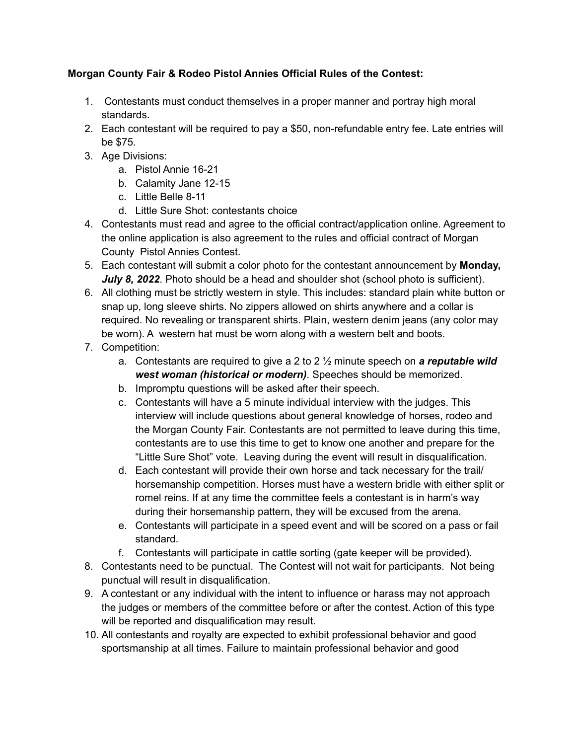**Morgan County Fair & Rodeo Pistol Annies Official Rules of the Contest:**

1. Contestants must conduct themselves in a proper manner and portray high moral standards.
2. Each contestant will be required to pay a $50, non-refundable entry fee. Late entries will be $75.
3. Age Divisions:
   a. Pistol Annie 16-21
   b. Calamity Jane 12-15
   c. Little Belle 8-11
   d. Little Sure Shot: contestants choice
4. Contestants must read and agree to the official contract/application online. Agreement to the online application is also agreement to the rules and official contract of Morgan County Pistol Annies Contest.
5. Each contestant will submit a color photo for the contestant announcement by **Monday, *July 8, 2022***. Photo should be a head and shoulder shot (school photo is sufficient).
6. All clothing must be strictly western in style. This includes: standard plain white button or snap up, long sleeve shirts. No zippers allowed on shirts anywhere and a collar is required. No revealing or transparent shirts. Plain, western denim jeans (any color may be worn). A western hat must be worn along with a western belt and boots.
7. Competition:
   a. Contestants are required to give a 2 to 2 ½ minute speech on ***a reputable wild west woman (historical or modern)***. Speeches should be memorized.
   b. Impromptu questions will be asked after their speech.
   c. Contestants will have a 5 minute individual interview with the judges. This interview will include questions about general knowledge of horses, rodeo and the Morgan County Fair. Contestants are not permitted to leave during this time, contestants are to use this time to get to know one another and prepare for the "Little Sure Shot" vote. Leaving during the event will result in disqualification.
   d. Each contestant will provide their own horse and tack necessary for the trail/ horsemanship competition. Horses must have a western bridle with either split or romel reins. If at any time the committee feels a contestant is in harm's way during their horsemanship pattern, they will be excused from the arena.
   e. Contestants will participate in a speed event and will be scored on a pass or fail standard.
   f. Contestants will participate in cattle sorting (gate keeper will be provided).
8. Contestants need to be punctual. The Contest will not wait for participants. Not being punctual will result in disqualification.
9. A contestant or any individual with the intent to influence or harass may not approach the judges or members of the committee before or after the contest. Action of this type will be reported and disqualification may result.
10. All contestants and royalty are expected to exhibit professional behavior and good sportsmanship at all times. Failure to maintain professional behavior and good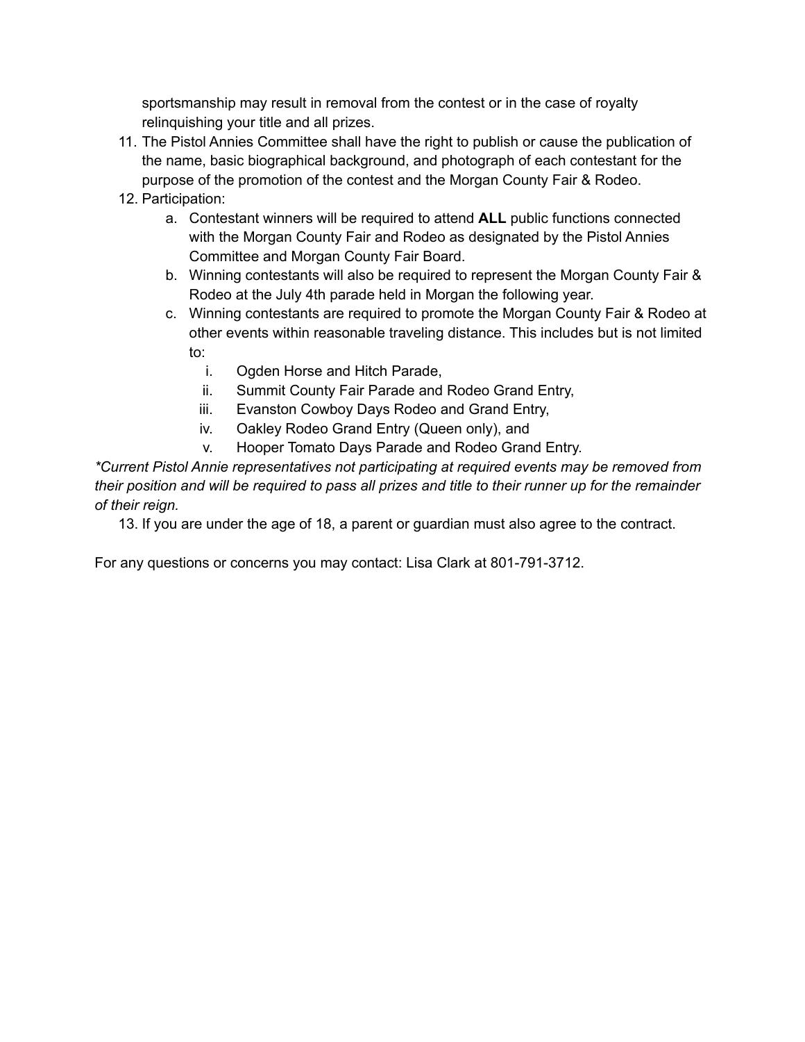sportsmanship may result in removal from the contest or in the case of royalty relinquishing your title and all prizes.

11. The Pistol Annies Committee shall have the right to publish or cause the publication of the name, basic biographical background, and photograph of each contestant for the purpose of the promotion of the contest and the Morgan County Fair & Rodeo.
12. Participation:
    a. Contestant winners will be required to attend **ALL** public functions connected with the Morgan County Fair and Rodeo as designated by the Pistol Annies Committee and Morgan County Fair Board.
    b. Winning contestants will also be required to represent the Morgan County Fair & Rodeo at the July 4th parade held in Morgan the following year.
    c. Winning contestants are required to promote the Morgan County Fair & Rodeo at other events within reasonable traveling distance. This includes but is not limited to:
        i. Ogden Horse and Hitch Parade,
        ii. Summit County Fair Parade and Rodeo Grand Entry,
        iii. Evanston Cowboy Days Rodeo and Grand Entry,
        iv. Oakley Rodeo Grand Entry (Queen only), and
        v. Hooper Tomato Days Parade and Rodeo Grand Entry.

*\*Current Pistol Annie representatives not participating at required events may be removed from their position and will be required to pass all prizes and title to their runner up for the remainder of their reign.*

13. If you are under the age of 18, a parent or guardian must also agree to the contract.

For any questions or concerns you may contact: Lisa Clark at 801-791-3712.